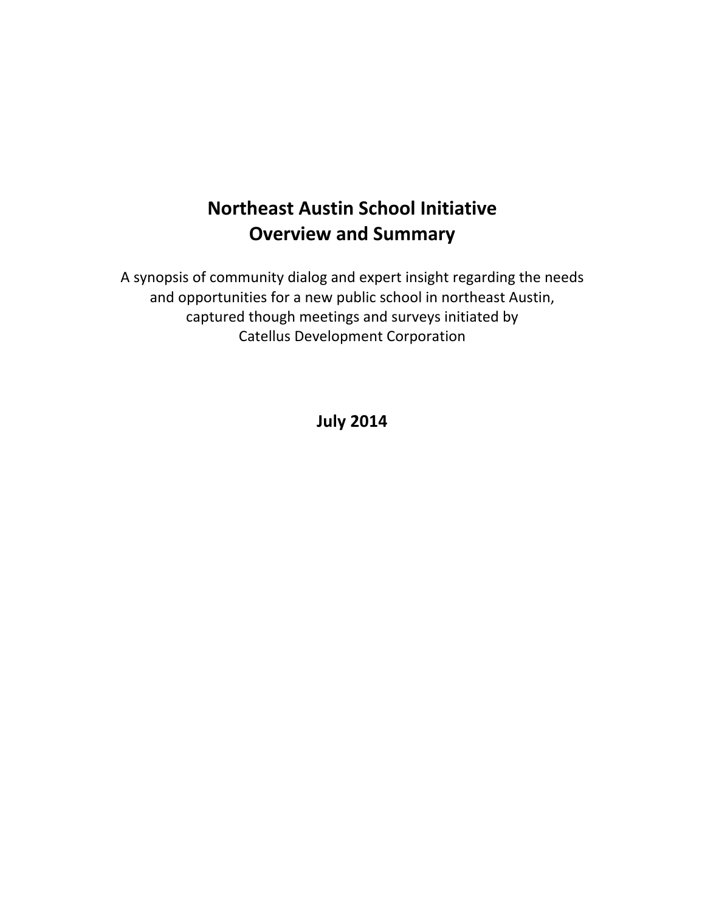# Northeast Austin School Initiative
# Overview and Summary

A synopsis of community dialog and expert insight regarding the needs and opportunities for a new public school in northeast Austin, captured though meetings and surveys initiated by Catellus Development Corporation

**July 2014**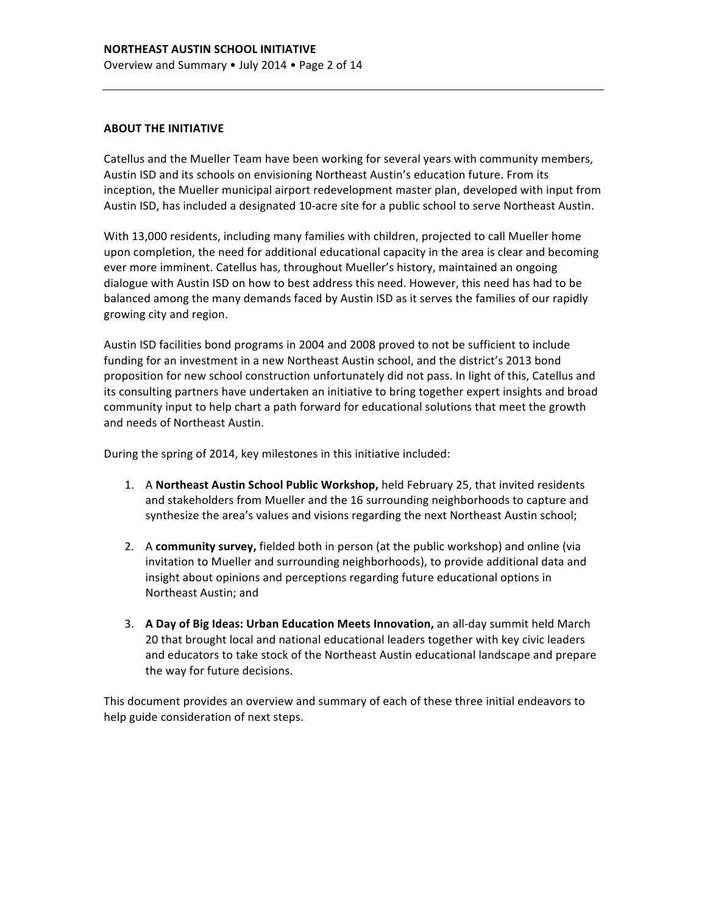## ABOUT THE INITIATIVE

Catellus and the Mueller Team have been working for several years with community members, Austin ISD and its schools on envisioning Northeast Austin's education future. From its inception, the Mueller municipal airport redevelopment master plan, developed with input from Austin ISD, has included a designated 10-acre site for a public school to serve Northeast Austin.

With 13,000 residents, including many families with children, projected to call Mueller home upon completion, the need for additional educational capacity in the area is clear and becoming ever more imminent. Catellus has, throughout Mueller's history, maintained an ongoing dialogue with Austin ISD on how to best address this need. However, this need has had to be balanced among the many demands faced by Austin ISD as it serves the families of our rapidly growing city and region.

Austin ISD facilities bond programs in 2004 and 2008 proved to not be sufficient to include funding for an investment in a new Northeast Austin school, and the district's 2013 bond proposition for new school construction unfortunately did not pass. In light of this, Catellus and its consulting partners have undertaken an initiative to bring together expert insights and broad community input to help chart a path forward for educational solutions that meet the growth and needs of Northeast Austin.

During the spring of 2014, key milestones in this initiative included:

1. A **Northeast Austin School Public Workshop,** held February 25, that invited residents and stakeholders from Mueller and the 16 surrounding neighborhoods to capture and synthesize the area's values and visions regarding the next Northeast Austin school;

2. A **community survey,** fielded both in person (at the public workshop) and online (via invitation to Mueller and surrounding neighborhoods), to provide additional data and insight about opinions and perceptions regarding future educational options in Northeast Austin; and

3. **A Day of Big Ideas: Urban Education Meets Innovation,** an all-day summit held March 20 that brought local and national educational leaders together with key civic leaders and educators to take stock of the Northeast Austin educational landscape and prepare the way for future decisions.

This document provides an overview and summary of each of these three initial endeavors to help guide consideration of next steps.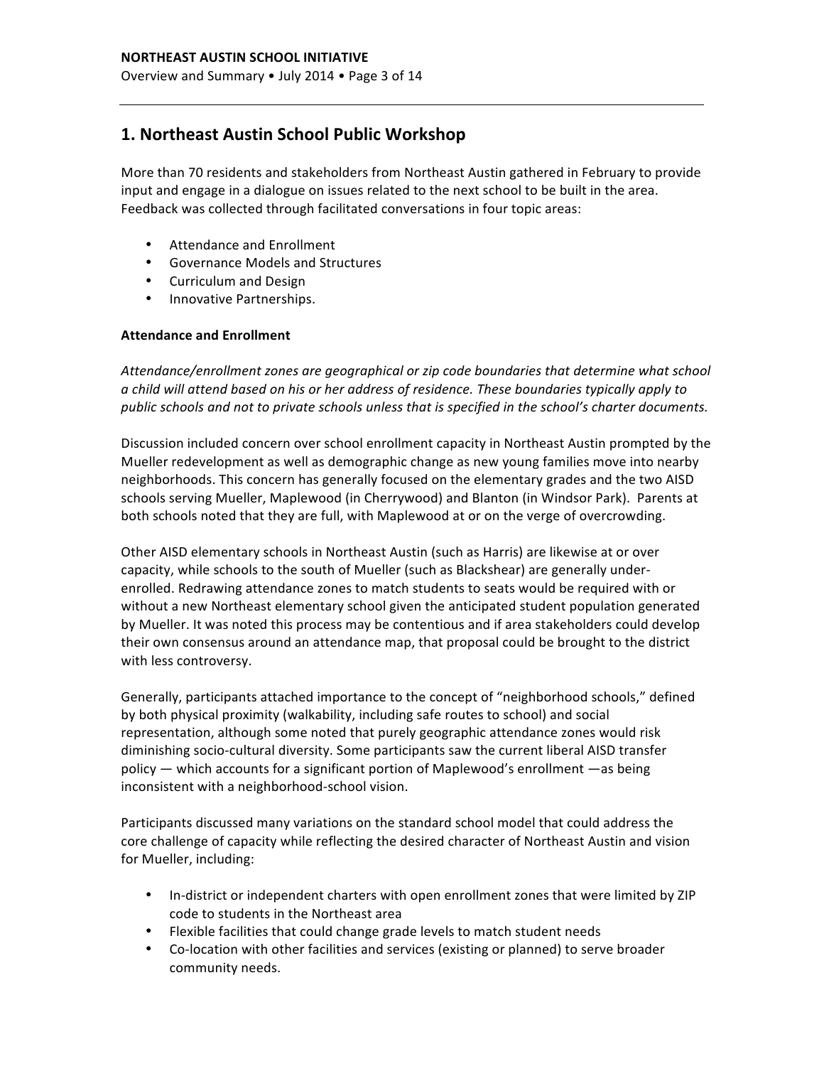## 1. Northeast Austin School Public Workshop

More than 70 residents and stakeholders from Northeast Austin gathered in February to provide input and engage in a dialogue on issues related to the next school to be built in the area. Feedback was collected through facilitated conversations in four topic areas:

- Attendance and Enrollment
- Governance Models and Structures
- Curriculum and Design
- Innovative Partnerships.

**Attendance and Enrollment**

*Attendance/enrollment zones are geographical or zip code boundaries that determine what school a child will attend based on his or her address of residence. These boundaries typically apply to public schools and not to private schools unless that is specified in the school's charter documents.*

Discussion included concern over school enrollment capacity in Northeast Austin prompted by the Mueller redevelopment as well as demographic change as new young families move into nearby neighborhoods. This concern has generally focused on the elementary grades and the two AISD schools serving Mueller, Maplewood (in Cherrywood) and Blanton (in Windsor Park). Parents at both schools noted that they are full, with Maplewood at or on the verge of overcrowding.

Other AISD elementary schools in Northeast Austin (such as Harris) are likewise at or over capacity, while schools to the south of Mueller (such as Blackshear) are generally under-enrolled. Redrawing attendance zones to match students to seats would be required with or without a new Northeast elementary school given the anticipated student population generated by Mueller. It was noted this process may be contentious and if area stakeholders could develop their own consensus around an attendance map, that proposal could be brought to the district with less controversy.

Generally, participants attached importance to the concept of "neighborhood schools," defined by both physical proximity (walkability, including safe routes to school) and social representation, although some noted that purely geographic attendance zones would risk diminishing socio-cultural diversity. Some participants saw the current liberal AISD transfer policy — which accounts for a significant portion of Maplewood's enrollment —as being inconsistent with a neighborhood-school vision.

Participants discussed many variations on the standard school model that could address the core challenge of capacity while reflecting the desired character of Northeast Austin and vision for Mueller, including:

- In-district or independent charters with open enrollment zones that were limited by ZIP code to students in the Northeast area
- Flexible facilities that could change grade levels to match student needs
- Co-location with other facilities and services (existing or planned) to serve broader community needs.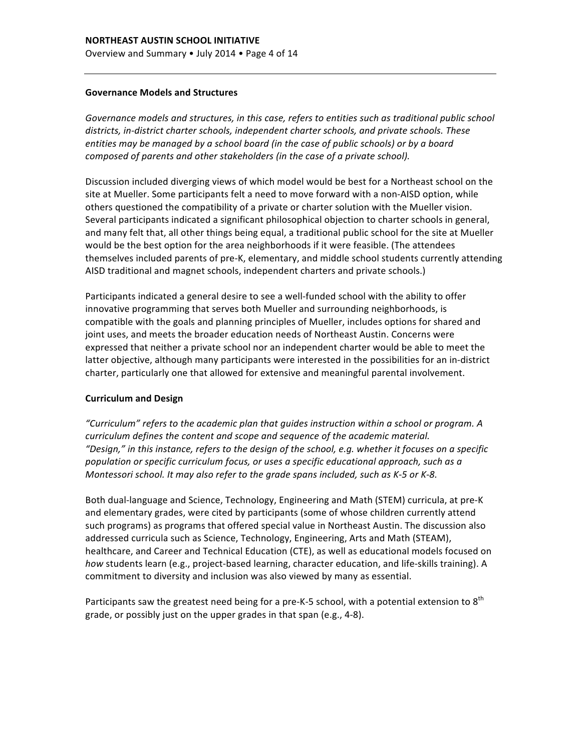## Governance Models and Structures

*Governance models and structures, in this case, refers to entities such as traditional public school districts, in-district charter schools, independent charter schools, and private schools. These entities may be managed by a school board (in the case of public schools) or by a board composed of parents and other stakeholders (in the case of a private school).*

Discussion included diverging views of which model would be best for a Northeast school on the site at Mueller. Some participants felt a need to move forward with a non-AISD option, while others questioned the compatibility of a private or charter solution with the Mueller vision. Several participants indicated a significant philosophical objection to charter schools in general, and many felt that, all other things being equal, a traditional public school for the site at Mueller would be the best option for the area neighborhoods if it were feasible. (The attendees themselves included parents of pre-K, elementary, and middle school students currently attending AISD traditional and magnet schools, independent charters and private schools.)

Participants indicated a general desire to see a well-funded school with the ability to offer innovative programming that serves both Mueller and surrounding neighborhoods, is compatible with the goals and planning principles of Mueller, includes options for shared and joint uses, and meets the broader education needs of Northeast Austin. Concerns were expressed that neither a private school nor an independent charter would be able to meet the latter objective, although many participants were interested in the possibilities for an in-district charter, particularly one that allowed for extensive and meaningful parental involvement.

## Curriculum and Design

*"Curriculum" refers to the academic plan that guides instruction within a school or program. A curriculum defines the content and scope and sequence of the academic material. "Design," in this instance, refers to the design of the school, e.g. whether it focuses on a specific population or specific curriculum focus, or uses a specific educational approach, such as a Montessori school. It may also refer to the grade spans included, such as K-5 or K-8.*

Both dual-language and Science, Technology, Engineering and Math (STEM) curricula, at pre-K and elementary grades, were cited by participants (some of whose children currently attend such programs) as programs that offered special value in Northeast Austin. The discussion also addressed curricula such as Science, Technology, Engineering, Arts and Math (STEAM), healthcare, and Career and Technical Education (CTE), as well as educational models focused on *how* students learn (e.g., project-based learning, character education, and life-skills training). A commitment to diversity and inclusion was also viewed by many as essential.

Participants saw the greatest need being for a pre-K-5 school, with a potential extension to 8th grade, or possibly just on the upper grades in that span (e.g., 4-8).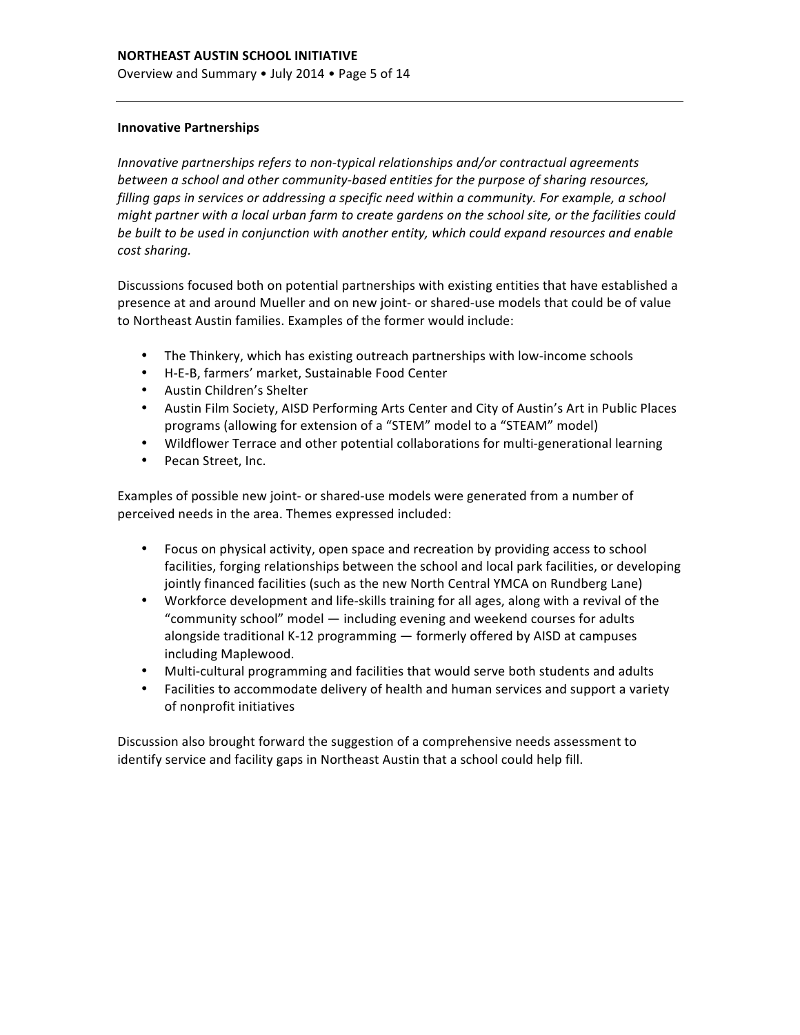**Innovative Partnerships**

*Innovative partnerships refers to non-typical relationships and/or contractual agreements between a school and other community-based entities for the purpose of sharing resources, filling gaps in services or addressing a specific need within a community. For example, a school might partner with a local urban farm to create gardens on the school site, or the facilities could be built to be used in conjunction with another entity, which could expand resources and enable cost sharing.*

Discussions focused both on potential partnerships with existing entities that have established a presence at and around Mueller and on new joint- or shared-use models that could be of value to Northeast Austin families. Examples of the former would include:

- The Thinkery, which has existing outreach partnerships with low-income schools
- H-E-B, farmers' market, Sustainable Food Center
- Austin Children's Shelter
- Austin Film Society, AISD Performing Arts Center and City of Austin's Art in Public Places programs (allowing for extension of a "STEM" model to a "STEAM" model)
- Wildflower Terrace and other potential collaborations for multi-generational learning
- Pecan Street, Inc.

Examples of possible new joint- or shared-use models were generated from a number of perceived needs in the area. Themes expressed included:

- Focus on physical activity, open space and recreation by providing access to school facilities, forging relationships between the school and local park facilities, or developing jointly financed facilities (such as the new North Central YMCA on Rundberg Lane)
- Workforce development and life-skills training for all ages, along with a revival of the "community school" model — including evening and weekend courses for adults alongside traditional K-12 programming — formerly offered by AISD at campuses including Maplewood.
- Multi-cultural programming and facilities that would serve both students and adults
- Facilities to accommodate delivery of health and human services and support a variety of nonprofit initiatives

Discussion also brought forward the suggestion of a comprehensive needs assessment to identify service and facility gaps in Northeast Austin that a school could help fill.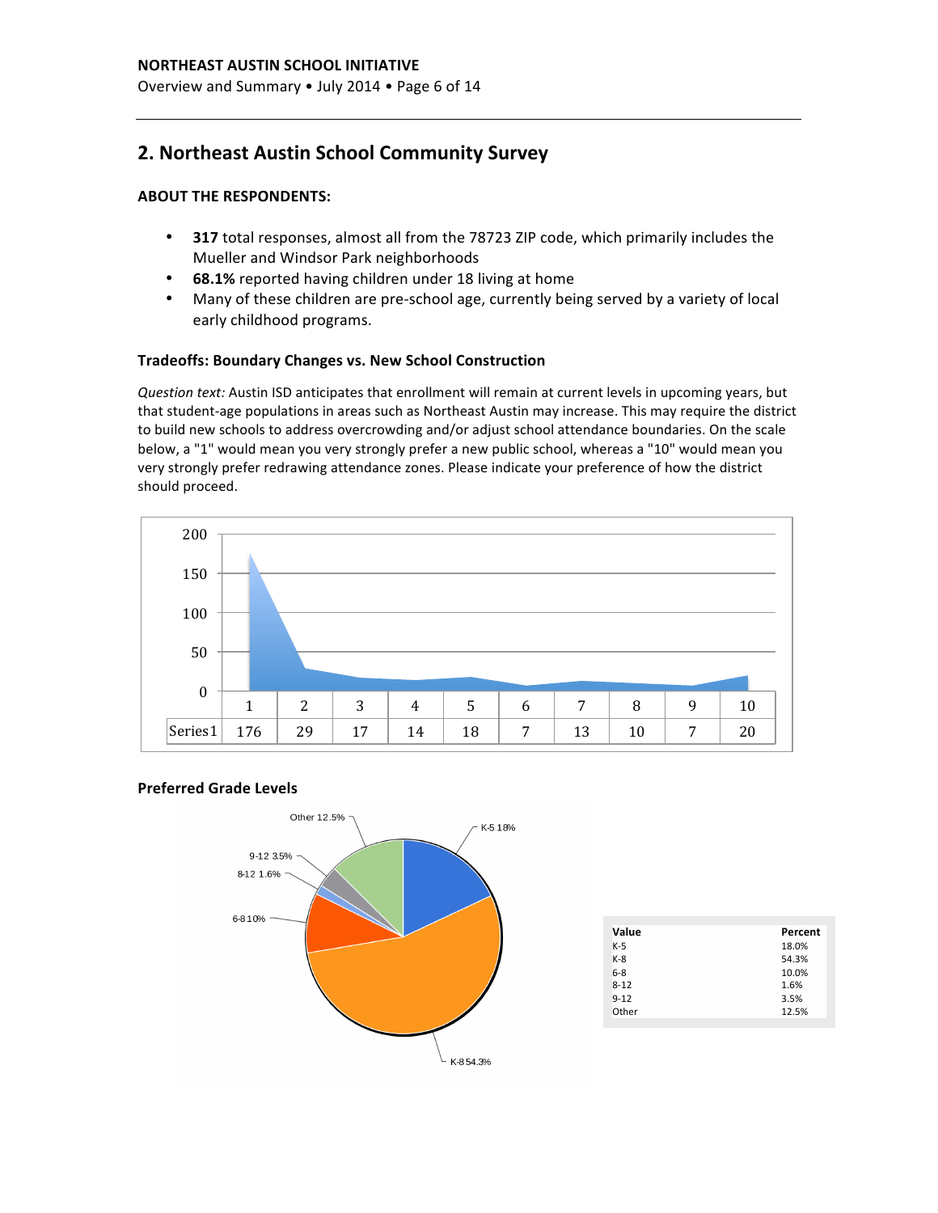## 2. Northeast Austin School Community Survey

**ABOUT THE RESPONDENTS:**

- **317** total responses, almost all from the 78723 ZIP code, which primarily includes the Mueller and Windsor Park neighborhoods
- **68.1%** reported having children under 18 living at home
- Many of these children are pre-school age, currently being served by a variety of local early childhood programs.

### Tradeoffs: Boundary Changes vs. New School Construction

*Question text:* Austin ISD anticipates that enrollment will remain at current levels in upcoming years, but that student-age populations in areas such as Northeast Austin may increase. This may require the district to build new schools to address overcrowding and/or adjust school attendance boundaries. On the scale below, a "1" would mean you very strongly prefer a new public school, whereas a "10" would mean you very strongly prefer redrawing attendance zones. Please indicate your preference of how the district should proceed.

| | 1 | 2 | 3 | 4 | 5 | 6 | 7 | 8 | 9 | 10 |
|---|---|---|---|---|---|---|---|---|---|---|
| Series1 | 176 | 29 | 17 | 14 | 18 | 7 | 13 | 10 | 7 | 20 |

### Preferred Grade Levels

| Value | Percent |
|---|---|
| K-5 | 18.0% |
| K-8 | 54.3% |
| 6-8 | 10.0% |
| 8-12 | 1.6% |
| 9-12 | 3.5% |
| Other | 12.5% |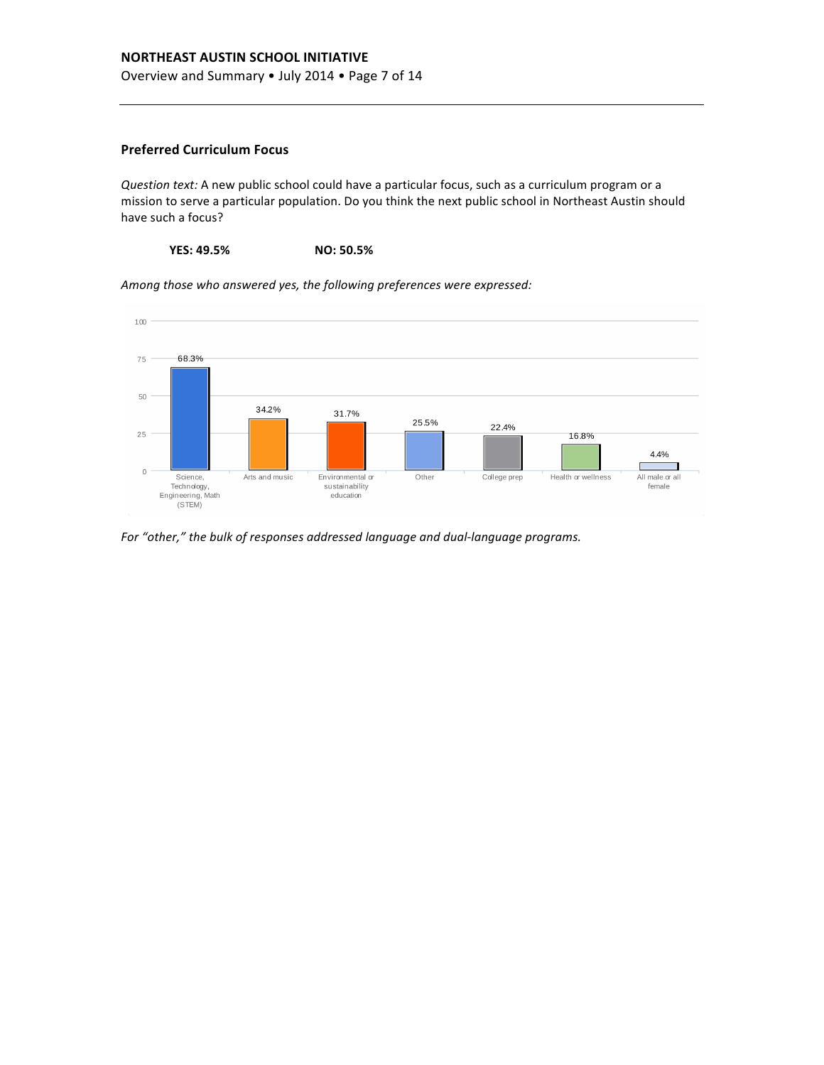### Preferred Curriculum Focus

*Question text:* A new public school could have a particular focus, such as a curriculum program or a mission to serve a particular population. Do you think the next public school in Northeast Austin should have such a focus?

**YES: 49.5%** **NO: 50.5%**

*Among those who answered yes, the following preferences were expressed:*

| Focus | Percentage |
| --- | --- |
| Science, Technology, Engineering, Math (STEM) | 68.3% |
| Arts and music | 34.2% |
| Environmental or sustainability education | 31.7% |
| Other | 25.5% |
| College prep | 22.4% |
| Health or wellness | 16.8% |
| All male or all female | 4.4% |

*For "other," the bulk of responses addressed language and dual-language programs.*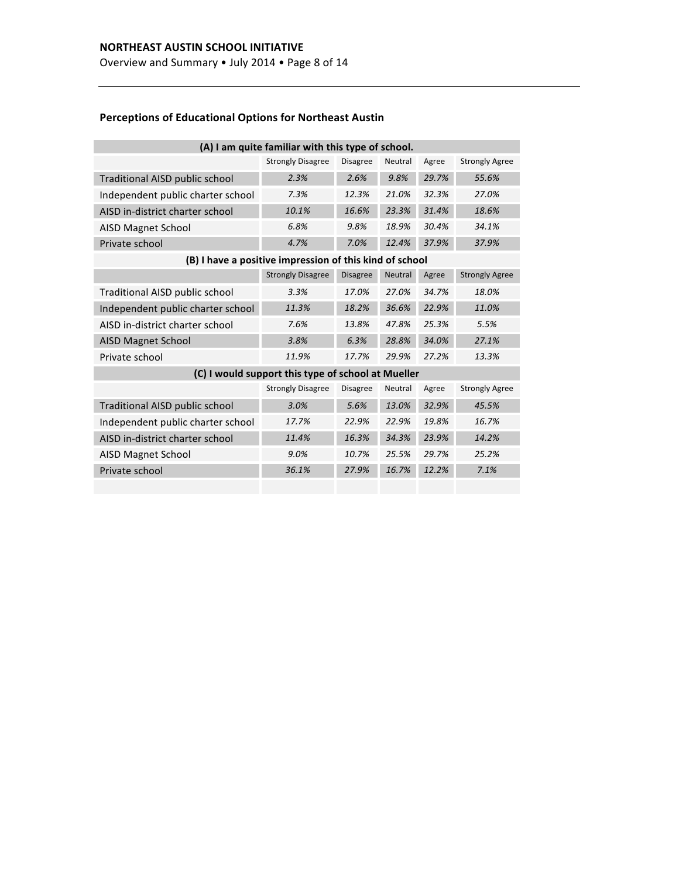## Perceptions of Educational Options for Northeast Austin

| (A) I am quite familiar with this type of school. | | | | | |
|---|---|---|---|---|---|
| | Strongly Disagree | Disagree | Neutral | Agree | Strongly Agree |
| Traditional AISD public school | *2.3%* | *2.6%* | *9.8%* | *29.7%* | *55.6%* |
| Independent public charter school | *7.3%* | *12.3%* | *21.0%* | *32.3%* | *27.0%* |
| AISD in-district charter school | *10.1%* | *16.6%* | *23.3%* | *31.4%* | *18.6%* |
| AISD Magnet School | *6.8%* | *9.8%* | *18.9%* | *30.4%* | *34.1%* |
| Private school | *4.7%* | *7.0%* | *12.4%* | *37.9%* | *37.9%* |
| **(B) I have a positive impression of this kind of school** | | | | | |
| | Strongly Disagree | Disagree | Neutral | Agree | Strongly Agree |
| Traditional AISD public school | *3.3%* | *17.0%* | *27.0%* | *34.7%* | *18.0%* |
| Independent public charter school | *11.3%* | *18.2%* | *36.6%* | *22.9%* | *11.0%* |
| AISD in-district charter school | *7.6%* | *13.8%* | *47.8%* | *25.3%* | *5.5%* |
| AISD Magnet School | *3.8%* | *6.3%* | *28.8%* | *34.0%* | *27.1%* |
| Private school | *11.9%* | *17.7%* | *29.9%* | *27.2%* | *13.3%* |
| **(C) I would support this type of school at Mueller** | | | | | |
| | Strongly Disagree | Disagree | Neutral | Agree | Strongly Agree |
| Traditional AISD public school | *3.0%* | *5.6%* | *13.0%* | *32.9%* | *45.5%* |
| Independent public charter school | *17.7%* | *22.9%* | *22.9%* | *19.8%* | *16.7%* |
| AISD in-district charter school | *11.4%* | *16.3%* | *34.3%* | *23.9%* | *14.2%* |
| AISD Magnet School | *9.0%* | *10.7%* | *25.5%* | *29.7%* | *25.2%* |
| Private school | *36.1%* | *27.9%* | *16.7%* | *12.2%* | *7.1%* |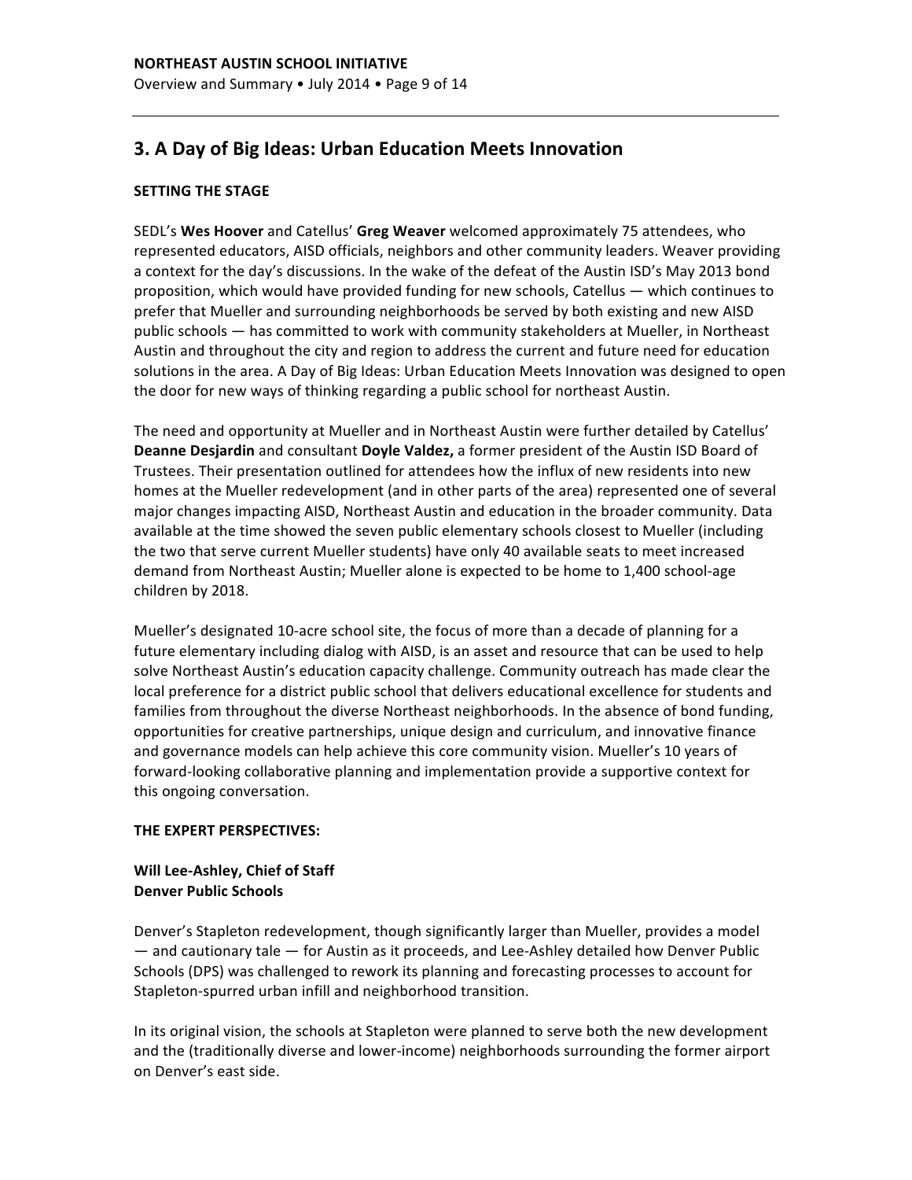## 3. A Day of Big Ideas: Urban Education Meets Innovation

**SETTING THE STAGE**

SEDL's **Wes Hoover** and Catellus' **Greg Weaver** welcomed approximately 75 attendees, who represented educators, AISD officials, neighbors and other community leaders. Weaver providing a context for the day's discussions. In the wake of the defeat of the Austin ISD's May 2013 bond proposition, which would have provided funding for new schools, Catellus — which continues to prefer that Mueller and surrounding neighborhoods be served by both existing and new AISD public schools — has committed to work with community stakeholders at Mueller, in Northeast Austin and throughout the city and region to address the current and future need for education solutions in the area. A Day of Big Ideas: Urban Education Meets Innovation was designed to open the door for new ways of thinking regarding a public school for northeast Austin.

The need and opportunity at Mueller and in Northeast Austin were further detailed by Catellus' **Deanne Desjardin** and consultant **Doyle Valdez,** a former president of the Austin ISD Board of Trustees. Their presentation outlined for attendees how the influx of new residents into new homes at the Mueller redevelopment (and in other parts of the area) represented one of several major changes impacting AISD, Northeast Austin and education in the broader community. Data available at the time showed the seven public elementary schools closest to Mueller (including the two that serve current Mueller students) have only 40 available seats to meet increased demand from Northeast Austin; Mueller alone is expected to be home to 1,400 school-age children by 2018.

Mueller's designated 10-acre school site, the focus of more than a decade of planning for a future elementary including dialog with AISD, is an asset and resource that can be used to help solve Northeast Austin's education capacity challenge. Community outreach has made clear the local preference for a district public school that delivers educational excellence for students and families from throughout the diverse Northeast neighborhoods. In the absence of bond funding, opportunities for creative partnerships, unique design and curriculum, and innovative finance and governance models can help achieve this core community vision. Mueller's 10 years of forward-looking collaborative planning and implementation provide a supportive context for this ongoing conversation.

**THE EXPERT PERSPECTIVES:**

**Will Lee-Ashley, Chief of Staff**
**Denver Public Schools**

Denver's Stapleton redevelopment, though significantly larger than Mueller, provides a model — and cautionary tale — for Austin as it proceeds, and Lee-Ashley detailed how Denver Public Schools (DPS) was challenged to rework its planning and forecasting processes to account for Stapleton-spurred urban infill and neighborhood transition.

In its original vision, the schools at Stapleton were planned to serve both the new development and the (traditionally diverse and lower-income) neighborhoods surrounding the former airport on Denver's east side.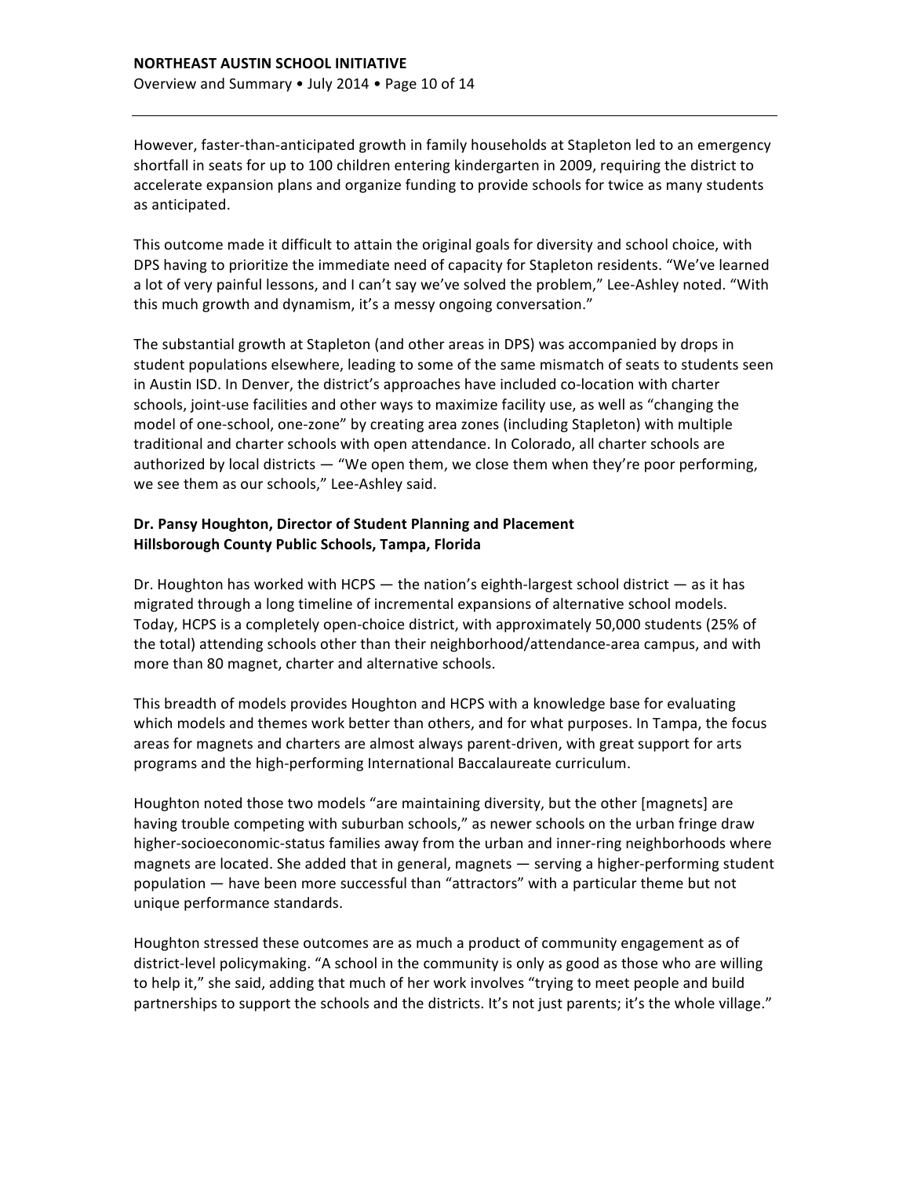However, faster-than-anticipated growth in family households at Stapleton led to an emergency shortfall in seats for up to 100 children entering kindergarten in 2009, requiring the district to accelerate expansion plans and organize funding to provide schools for twice as many students as anticipated.

This outcome made it difficult to attain the original goals for diversity and school choice, with DPS having to prioritize the immediate need of capacity for Stapleton residents. “We’ve learned a lot of very painful lessons, and I can’t say we’ve solved the problem,” Lee-Ashley noted. “With this much growth and dynamism, it’s a messy ongoing conversation.”

The substantial growth at Stapleton (and other areas in DPS) was accompanied by drops in student populations elsewhere, leading to some of the same mismatch of seats to students seen in Austin ISD. In Denver, the district’s approaches have included co-location with charter schools, joint-use facilities and other ways to maximize facility use, as well as “changing the model of one-school, one-zone” by creating area zones (including Stapleton) with multiple traditional and charter schools with open attendance. In Colorado, all charter schools are authorized by local districts — “We open them, we close them when they’re poor performing, we see them as our schools,” Lee-Ashley said.

**Dr. Pansy Houghton, Director of Student Planning and Placement**
**Hillsborough County Public Schools, Tampa, Florida**

Dr. Houghton has worked with HCPS — the nation’s eighth-largest school district — as it has migrated through a long timeline of incremental expansions of alternative school models. Today, HCPS is a completely open-choice district, with approximately 50,000 students (25% of the total) attending schools other than their neighborhood/attendance-area campus, and with more than 80 magnet, charter and alternative schools.

This breadth of models provides Houghton and HCPS with a knowledge base for evaluating which models and themes work better than others, and for what purposes. In Tampa, the focus areas for magnets and charters are almost always parent-driven, with great support for arts programs and the high-performing International Baccalaureate curriculum.

Houghton noted those two models “are maintaining diversity, but the other [magnets] are having trouble competing with suburban schools,” as newer schools on the urban fringe draw higher-socioeconomic-status families away from the urban and inner-ring neighborhoods where magnets are located. She added that in general, magnets — serving a higher-performing student population — have been more successful than “attractors” with a particular theme but not unique performance standards.

Houghton stressed these outcomes are as much a product of community engagement as of district-level policymaking. “A school in the community is only as good as those who are willing to help it,” she said, adding that much of her work involves “trying to meet people and build partnerships to support the schools and the districts. It’s not just parents; it’s the whole village.”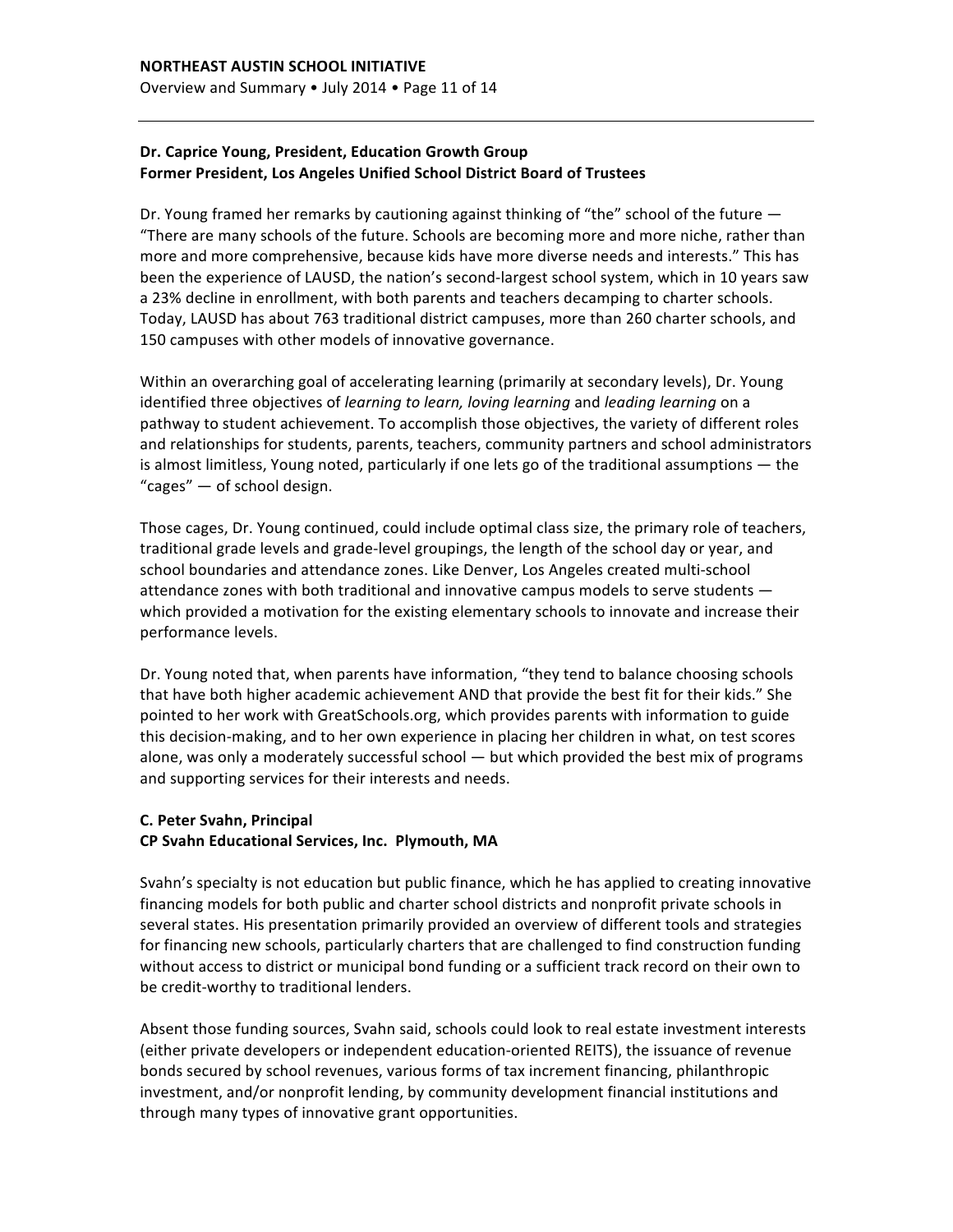**Dr. Caprice Young, President, Education Growth Group**
**Former President, Los Angeles Unified School District Board of Trustees**

Dr. Young framed her remarks by cautioning against thinking of "the" school of the future — "There are many schools of the future. Schools are becoming more and more niche, rather than more and more comprehensive, because kids have more diverse needs and interests." This has been the experience of LAUSD, the nation's second-largest school system, which in 10 years saw a 23% decline in enrollment, with both parents and teachers decamping to charter schools. Today, LAUSD has about 763 traditional district campuses, more than 260 charter schools, and 150 campuses with other models of innovative governance.

Within an overarching goal of accelerating learning (primarily at secondary levels), Dr. Young identified three objectives of *learning to learn, loving learning* and *leading learning* on a pathway to student achievement. To accomplish those objectives, the variety of different roles and relationships for students, parents, teachers, community partners and school administrators is almost limitless, Young noted, particularly if one lets go of the traditional assumptions — the "cages" — of school design.

Those cages, Dr. Young continued, could include optimal class size, the primary role of teachers, traditional grade levels and grade-level groupings, the length of the school day or year, and school boundaries and attendance zones. Like Denver, Los Angeles created multi-school attendance zones with both traditional and innovative campus models to serve students — which provided a motivation for the existing elementary schools to innovate and increase their performance levels.

Dr. Young noted that, when parents have information, "they tend to balance choosing schools that have both higher academic achievement AND that provide the best fit for their kids." She pointed to her work with GreatSchools.org, which provides parents with information to guide this decision-making, and to her own experience in placing her children in what, on test scores alone, was only a moderately successful school — but which provided the best mix of programs and supporting services for their interests and needs.

**C. Peter Svahn, Principal**
**CP Svahn Educational Services, Inc. Plymouth, MA**

Svahn's specialty is not education but public finance, which he has applied to creating innovative financing models for both public and charter school districts and nonprofit private schools in several states. His presentation primarily provided an overview of different tools and strategies for financing new schools, particularly charters that are challenged to find construction funding without access to district or municipal bond funding or a sufficient track record on their own to be credit-worthy to traditional lenders.

Absent those funding sources, Svahn said, schools could look to real estate investment interests (either private developers or independent education-oriented REITS), the issuance of revenue bonds secured by school revenues, various forms of tax increment financing, philanthropic investment, and/or nonprofit lending, by community development financial institutions and through many types of innovative grant opportunities.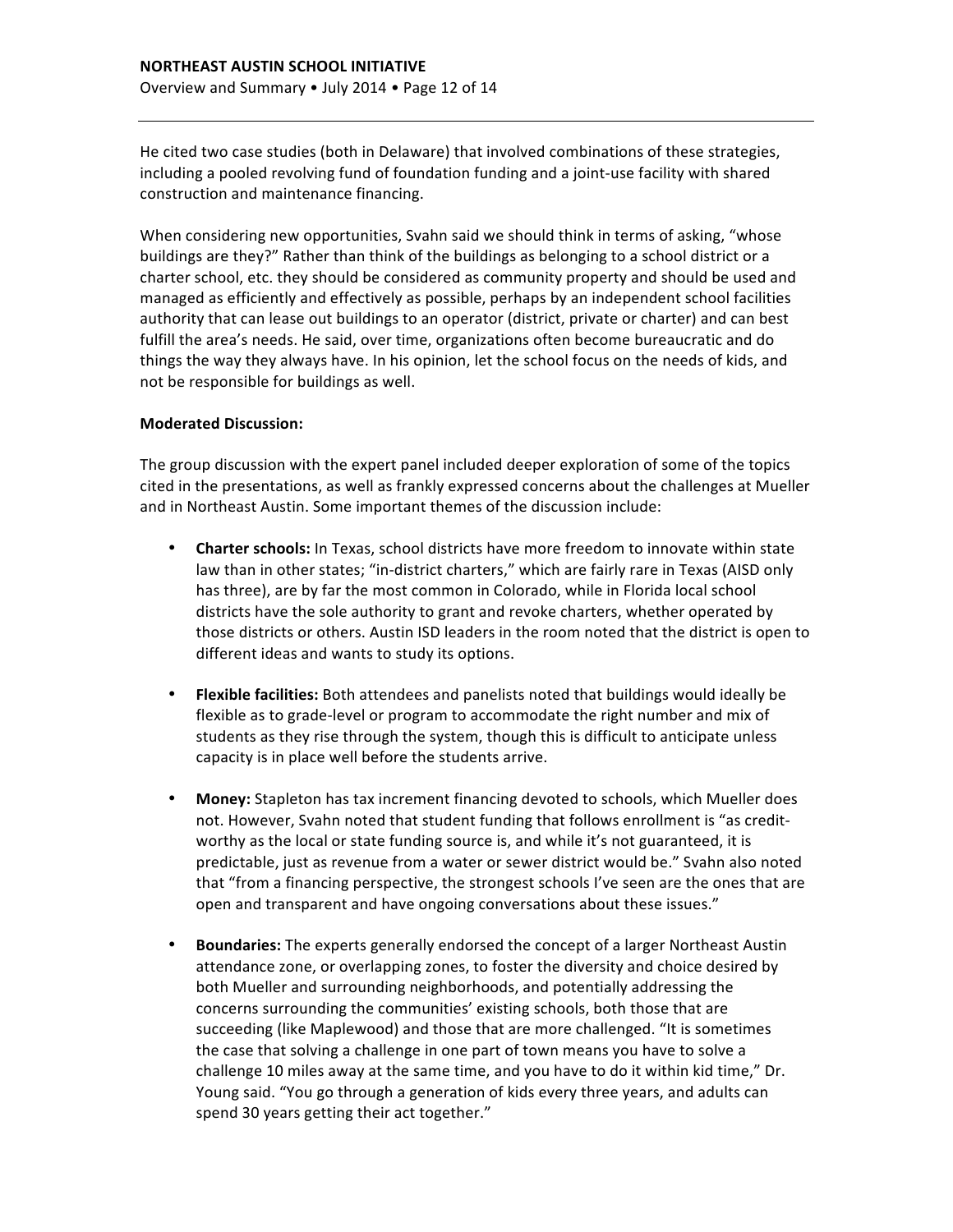He cited two case studies (both in Delaware) that involved combinations of these strategies, including a pooled revolving fund of foundation funding and a joint-use facility with shared construction and maintenance financing.

When considering new opportunities, Svahn said we should think in terms of asking, "whose buildings are they?" Rather than think of the buildings as belonging to a school district or a charter school, etc. they should be considered as community property and should be used and managed as efficiently and effectively as possible, perhaps by an independent school facilities authority that can lease out buildings to an operator (district, private or charter) and can best fulfill the area's needs. He said, over time, organizations often become bureaucratic and do things the way they always have. In his opinion, let the school focus on the needs of kids, and not be responsible for buildings as well.

**Moderated Discussion:**

The group discussion with the expert panel included deeper exploration of some of the topics cited in the presentations, as well as frankly expressed concerns about the challenges at Mueller and in Northeast Austin. Some important themes of the discussion include:

- **Charter schools:** In Texas, school districts have more freedom to innovate within state law than in other states; "in-district charters," which are fairly rare in Texas (AISD only has three), are by far the most common in Colorado, while in Florida local school districts have the sole authority to grant and revoke charters, whether operated by those districts or others. Austin ISD leaders in the room noted that the district is open to different ideas and wants to study its options.

- **Flexible facilities:** Both attendees and panelists noted that buildings would ideally be flexible as to grade-level or program to accommodate the right number and mix of students as they rise through the system, though this is difficult to anticipate unless capacity is in place well before the students arrive.

- **Money:** Stapleton has tax increment financing devoted to schools, which Mueller does not. However, Svahn noted that student funding that follows enrollment is "as credit-worthy as the local or state funding source is, and while it's not guaranteed, it is predictable, just as revenue from a water or sewer district would be." Svahn also noted that "from a financing perspective, the strongest schools I've seen are the ones that are open and transparent and have ongoing conversations about these issues."

- **Boundaries:** The experts generally endorsed the concept of a larger Northeast Austin attendance zone, or overlapping zones, to foster the diversity and choice desired by both Mueller and surrounding neighborhoods, and potentially addressing the concerns surrounding the communities' existing schools, both those that are succeeding (like Maplewood) and those that are more challenged. "It is sometimes the case that solving a challenge in one part of town means you have to solve a challenge 10 miles away at the same time, and you have to do it within kid time," Dr. Young said. "You go through a generation of kids every three years, and adults can spend 30 years getting their act together."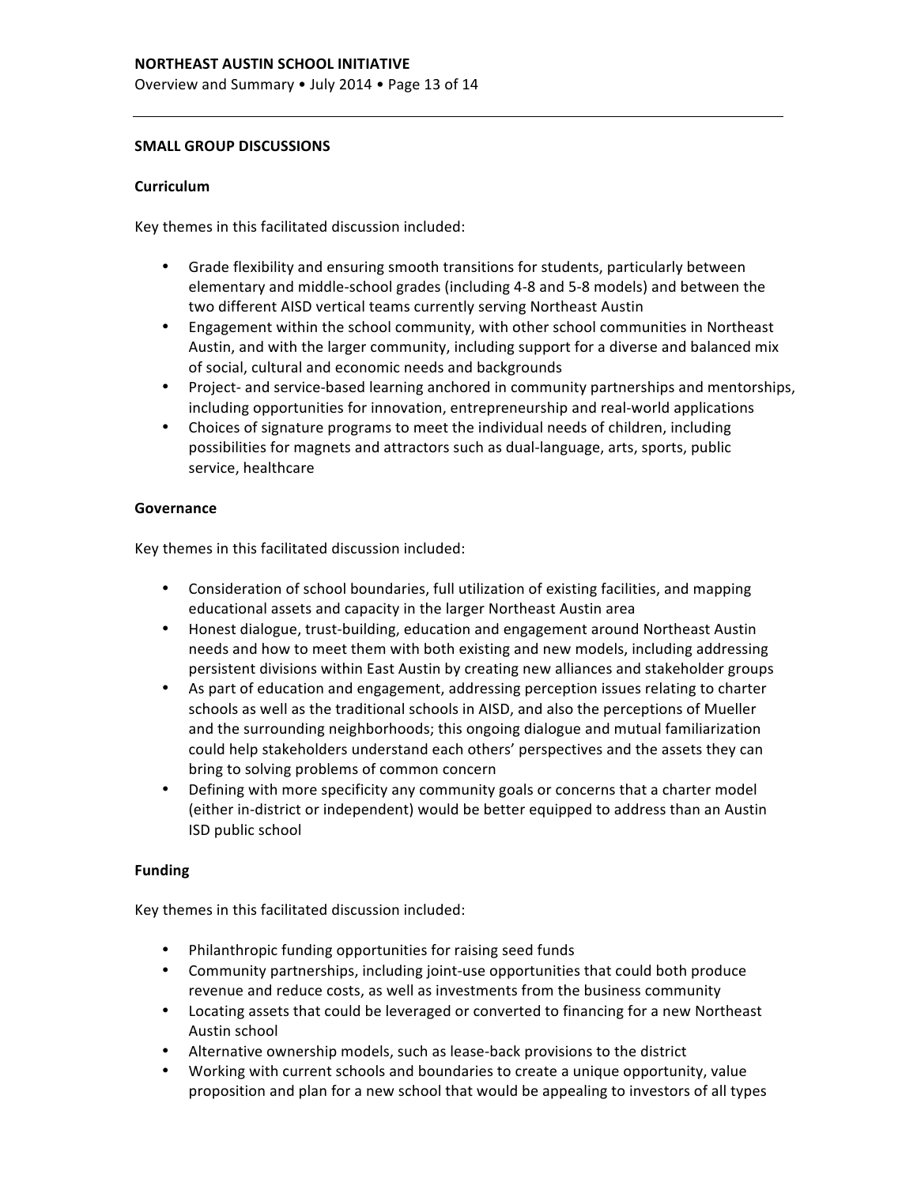## SMALL GROUP DISCUSSIONS

### Curriculum

Key themes in this facilitated discussion included:

- Grade flexibility and ensuring smooth transitions for students, particularly between elementary and middle-school grades (including 4-8 and 5-8 models) and between the two different AISD vertical teams currently serving Northeast Austin
- Engagement within the school community, with other school communities in Northeast Austin, and with the larger community, including support for a diverse and balanced mix of social, cultural and economic needs and backgrounds
- Project- and service-based learning anchored in community partnerships and mentorships, including opportunities for innovation, entrepreneurship and real-world applications
- Choices of signature programs to meet the individual needs of children, including possibilities for magnets and attractors such as dual-language, arts, sports, public service, healthcare

### Governance

Key themes in this facilitated discussion included:

- Consideration of school boundaries, full utilization of existing facilities, and mapping educational assets and capacity in the larger Northeast Austin area
- Honest dialogue, trust-building, education and engagement around Northeast Austin needs and how to meet them with both existing and new models, including addressing persistent divisions within East Austin by creating new alliances and stakeholder groups
- As part of education and engagement, addressing perception issues relating to charter schools as well as the traditional schools in AISD, and also the perceptions of Mueller and the surrounding neighborhoods; this ongoing dialogue and mutual familiarization could help stakeholders understand each others' perspectives and the assets they can bring to solving problems of common concern
- Defining with more specificity any community goals or concerns that a charter model (either in-district or independent) would be better equipped to address than an Austin ISD public school

### Funding

Key themes in this facilitated discussion included:

- Philanthropic funding opportunities for raising seed funds
- Community partnerships, including joint-use opportunities that could both produce revenue and reduce costs, as well as investments from the business community
- Locating assets that could be leveraged or converted to financing for a new Northeast Austin school
- Alternative ownership models, such as lease-back provisions to the district
- Working with current schools and boundaries to create a unique opportunity, value proposition and plan for a new school that would be appealing to investors of all types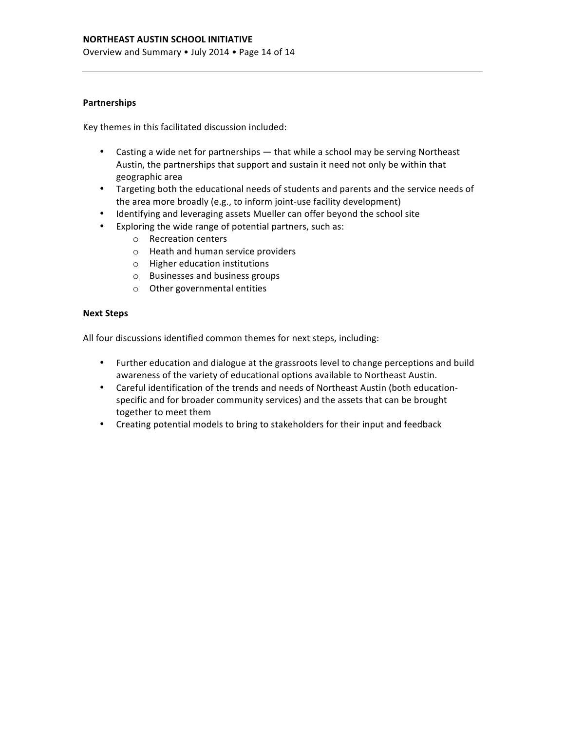**Partnerships**

Key themes in this facilitated discussion included:

- Casting a wide net for partnerships — that while a school may be serving Northeast Austin, the partnerships that support and sustain it need not only be within that geographic area
- Targeting both the educational needs of students and parents and the service needs of the area more broadly (e.g., to inform joint-use facility development)
- Identifying and leveraging assets Mueller can offer beyond the school site
- Exploring the wide range of potential partners, such as:
    - Recreation centers
    - Heath and human service providers
    - Higher education institutions
    - Businesses and business groups
    - Other governmental entities

**Next Steps**

All four discussions identified common themes for next steps, including:

- Further education and dialogue at the grassroots level to change perceptions and build awareness of the variety of educational options available to Northeast Austin.
- Careful identification of the trends and needs of Northeast Austin (both education-specific and for broader community services) and the assets that can be brought together to meet them
- Creating potential models to bring to stakeholders for their input and feedback